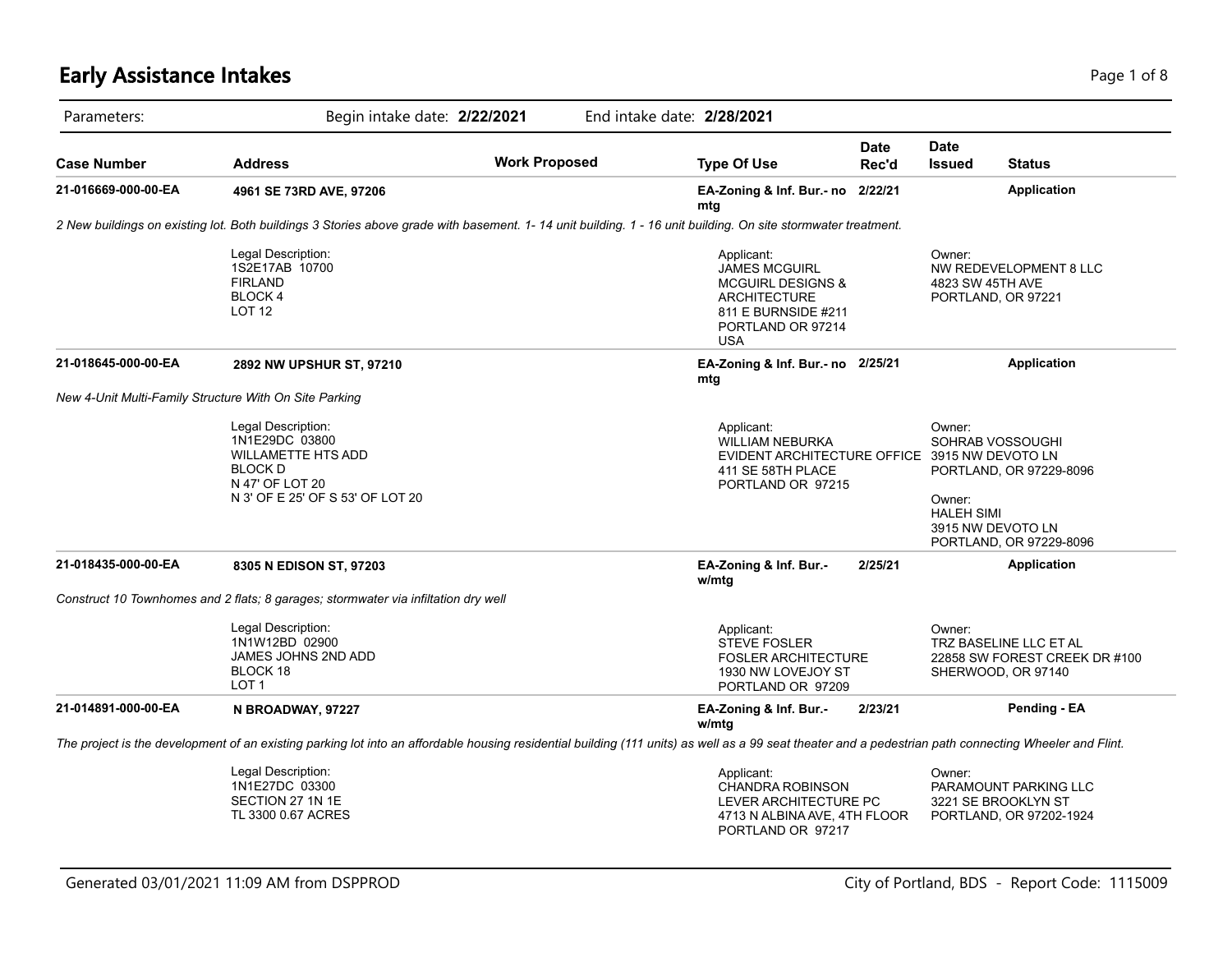# Early Assistance Intakes

Parameters: Begin intake date: **2/22/2021** End intake date: **2/28/2021**

| Case Number | Address | Work Proposed | Type Of Use | Date Rec'd | Date Issued | Status |
|---|---|---|---|---|---|---|
| **21-016669-000-00-EA** | **4961 SE 73RD AVE, 97206** | | **EA-Zoning & Inf. Bur.- no mtg** | **2/22/21** | | **Application** |

*2 New buildings on existing lot. Both buildings 3 Stories above grade with basement. 1- 14 unit building. 1 - 16 unit building. On site stormwater treatment.*

Legal Description:
1S2E17AB 10700
FIRLAND
BLOCK 4
LOT 12

Applicant:
JAMES MCGUIRL
MCGUIRL DESIGNS & ARCHITECTURE
811 E BURNSIDE #211
PORTLAND OR 97214
USA

Owner:
NW REDEVELOPMENT 8 LLC
4823 SW 45TH AVE
PORTLAND, OR 97221

| Case Number | Address | Work Proposed | Type Of Use | Date Rec'd | Date Issued | Status |
|---|---|---|---|---|---|---|
| **21-018645-000-00-EA** | **2892 NW UPSHUR ST, 97210** | | **EA-Zoning & Inf. Bur.- no mtg** | **2/25/21** | | **Application** |

*New 4-Unit Multi-Family Structure With On Site Parking*

Legal Description:
1N1E29DC 03800
WILLAMETTE HTS ADD
BLOCK D
N 47' OF LOT 20
N 3' OF E 25' OF S 53' OF LOT 20

Applicant:
WILLIAM NEBURKA
EVIDENT ARCHITECTURE OFFICE
411 SE 58TH PLACE
PORTLAND OR 97215

Owner:
SOHRAB VOSSOUGHI
3915 NW DEVOTO LN
PORTLAND, OR 97229-8096

Owner:
HALEH SIMI
3915 NW DEVOTO LN
PORTLAND, OR 97229-8096

| Case Number | Address | Work Proposed | Type Of Use | Date Rec'd | Date Issued | Status |
|---|---|---|---|---|---|---|
| **21-018435-000-00-EA** | **8305 N EDISON ST, 97203** | | **EA-Zoning & Inf. Bur.- w/mtg** | **2/25/21** | | **Application** |

*Construct 10 Townhomes and 2 flats; 8 garages; stormwater via infiltation dry well*

Legal Description:
1N1W12BD 02900
JAMES JOHNS 2ND ADD
BLOCK 18
LOT 1

Applicant:
STEVE FOSLER
FOSLER ARCHITECTURE
1930 NW LOVEJOY ST
PORTLAND OR 97209

Owner:
TRZ BASELINE LLC ET AL
22858 SW FOREST CREEK DR #100
SHERWOOD, OR 97140

| Case Number | Address | Work Proposed | Type Of Use | Date Rec'd | Date Issued | Status |
|---|---|---|---|---|---|---|
| **21-014891-000-00-EA** | **N BROADWAY, 97227** | | **EA-Zoning & Inf. Bur.- w/mtg** | **2/23/21** | | **Pending - EA** |

*The project is the development of an existing parking lot into an affordable housing residential building (111 units) as well as a 99 seat theater and a pedestrian path connecting Wheeler and Flint.*

Legal Description:
1N1E27DC 03300
SECTION 27 1N 1E
TL 3300 0.67 ACRES

Applicant:
CHANDRA ROBINSON
LEVER ARCHITECTURE PC
4713 N ALBINA AVE, 4TH FLOOR
PORTLAND OR 97217

Owner:
PARAMOUNT PARKING LLC
3221 SE BROOKLYN ST
PORTLAND, OR 97202-1924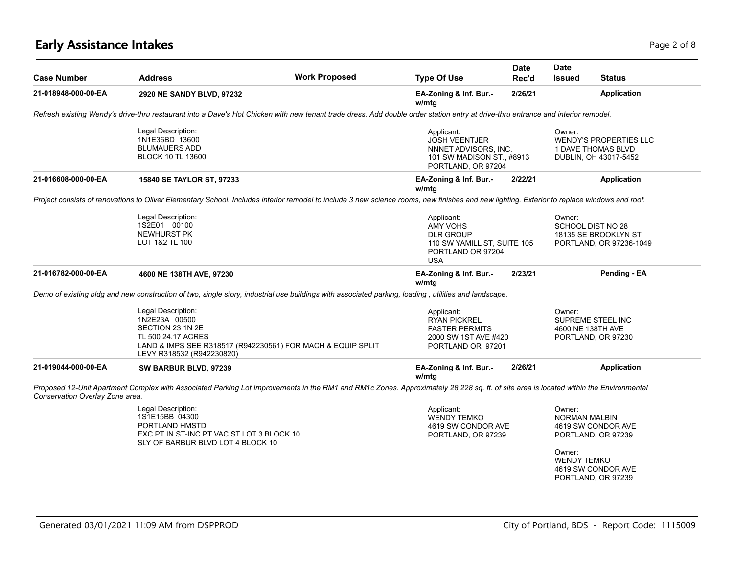# Early Assistance Intakes

| Case Number | Address | Work Proposed | Type Of Use | Date Rec'd | Date Issued | Status |
|---|---|---|---|---|---|---|
| 21-018948-000-00-EA | 2920 NE SANDY BLVD, 97232 | | EA-Zoning & Inf. Bur.- w/mtg | 2/26/21 | | Application |

*Refresh existing Wendy's drive-thru restaurant into a Dave's Hot Chicken with new tenant trade dress. Add double order station entry at drive-thru entrance and interior remodel.*

Legal Description:
1N1E36BD 13600
BLUMAUERS ADD
BLOCK 10 TL 13600

Applicant:
JOSH VEENTJER
NNNET ADVISORS, INC.
101 SW MADISON ST., #8913
PORTLAND, OR 97204

Owner:
WENDY'S PROPERTIES LLC
1 DAVE THOMAS BLVD
DUBLIN, OH 43017-5452

| Case Number | Address | Work Proposed | Type Of Use | Date Rec'd | Date Issued | Status |
|---|---|---|---|---|---|---|
| 21-016608-000-00-EA | 15840 SE TAYLOR ST, 97233 | | EA-Zoning & Inf. Bur.- w/mtg | 2/22/21 | | Application |

*Project consists of renovations to Oliver Elementary School. Includes interior remodel to include 3 new science rooms, new finishes and new lighting. Exterior to replace windows and roof.*

Legal Description:
1S2E01 00100
NEWHURST PK
LOT 1&2 TL 100

Applicant:
AMY VOHS
DLR GROUP
110 SW YAMILL ST, SUITE 105
PORTLAND OR 97204
USA

Owner:
SCHOOL DIST NO 28
18135 SE BROOKLYN ST
PORTLAND, OR 97236-1049

| Case Number | Address | Work Proposed | Type Of Use | Date Rec'd | Date Issued | Status |
|---|---|---|---|---|---|---|
| 21-016782-000-00-EA | 4600 NE 138TH AVE, 97230 | | EA-Zoning & Inf. Bur.- w/mtg | 2/23/21 | | Pending - EA |

*Demo of existing bldg and new construction of two, single story, industrial use buildings with associated parking, loading , utilities and landscape.*

Legal Description:
1N2E23A 00500
SECTION 23 1N 2E
TL 500 24.17 ACRES
LAND & IMPS SEE R318517 (R942230561) FOR MACH & EQUIP SPLIT
LEVY R318532 (R942230820)

Applicant:
RYAN PICKREL
FASTER PERMITS
2000 SW 1ST AVE #420
PORTLAND OR 97201

Owner:
SUPREME STEEL INC
4600 NE 138TH AVE
PORTLAND, OR 97230

| Case Number | Address | Work Proposed | Type Of Use | Date Rec'd | Date Issued | Status |
|---|---|---|---|---|---|---|
| 21-019044-000-00-EA | SW BARBUR BLVD, 97239 | | EA-Zoning & Inf. Bur.- w/mtg | 2/26/21 | | Application |

*Proposed 12-Unit Apartment Complex with Associated Parking Lot Improvements in the RM1 and RM1c Zones. Approximately 28,228 sq. ft. of site area is located within the Environmental Conservation Overlay Zone area.*

Legal Description:
1S1E15BB 04300
PORTLAND HMSTD
EXC PT IN ST-INC PT VAC ST LOT 3 BLOCK 10
SLY OF BARBUR BLVD LOT 4 BLOCK 10

Applicant:
WENDY TEMKO
4619 SW CONDOR AVE
PORTLAND, OR 97239

Owner:
NORMAN MALBIN
4619 SW CONDOR AVE
PORTLAND, OR 97239

Owner:
WENDY TEMKO
4619 SW CONDOR AVE
PORTLAND, OR 97239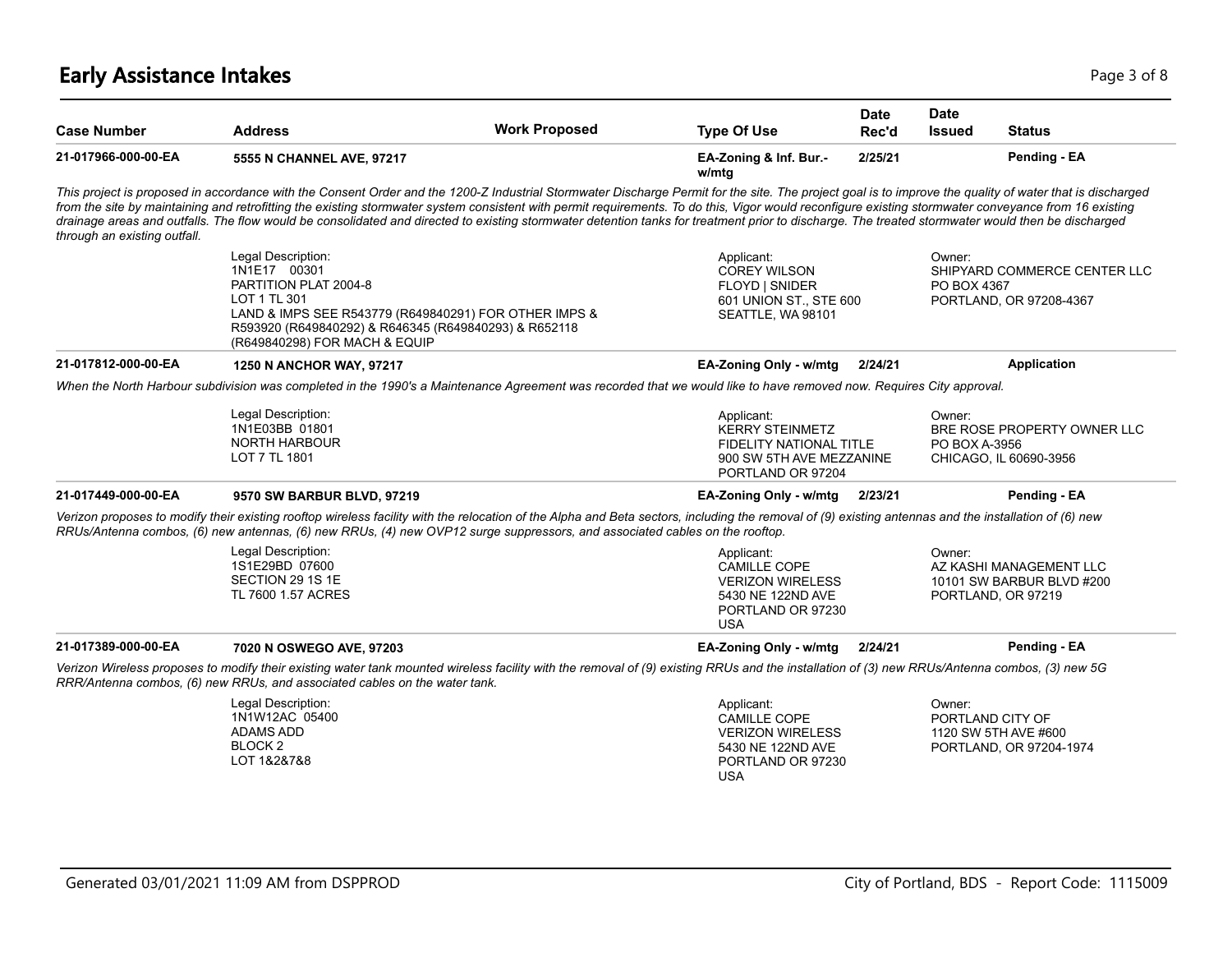# Early Assistance Intakes

| Case Number | Address | Work Proposed | Type Of Use | Date Rec'd | Date Issued | Status |
|---|---|---|---|---|---|---|
| 21-017966-000-00-EA | 5555 N CHANNEL AVE, 97217 | | EA-Zoning & Inf. Bur.- w/mtg | 2/25/21 | | Pending - EA |

*This project is proposed in accordance with the Consent Order and the 1200-Z Industrial Stormwater Discharge Permit for the site. The project goal is to improve the quality of water that is discharged from the site by maintaining and retrofitting the existing stormwater system consistent with permit requirements. To do this, Vigor would reconfigure existing stormwater conveyance from 16 existing drainage areas and outfalls. The flow would be consolidated and directed to existing stormwater detention tanks for treatment prior to discharge. The treated stormwater would then be discharged through an existing outfall.*

Legal Description:
1N1E17 00301
PARTITION PLAT 2004-8
LOT 1 TL 301
LAND & IMPS SEE R543779 (R649840291) FOR OTHER IMPS & R593920 (R649840292) & R646345 (R649840293) & R652118 (R649840298) FOR MACH & EQUIP

Applicant:
COREY WILSON
FLOYD | SNIDER
601 UNION ST., STE 600
SEATTLE, WA 98101

Owner:
SHIPYARD COMMERCE CENTER LLC
PO BOX 4367
PORTLAND, OR 97208-4367

| Case Number | Address | Work Proposed | Type Of Use | Date Rec'd | Date Issued | Status |
|---|---|---|---|---|---|---|
| 21-017812-000-00-EA | 1250 N ANCHOR WAY, 97217 | | EA-Zoning Only - w/mtg | 2/24/21 | | Application |

*When the North Harbour subdivision was completed in the 1990's a Maintenance Agreement was recorded that we would like to have removed now. Requires City approval.*

Legal Description:
1N1E03BB 01801
NORTH HARBOUR
LOT 7 TL 1801

Applicant:
KERRY STEINMETZ
FIDELITY NATIONAL TITLE
900 SW 5TH AVE MEZZANINE
PORTLAND OR 97204

Owner:
BRE ROSE PROPERTY OWNER LLC
PO BOX A-3956
CHICAGO, IL 60690-3956

| Case Number | Address | Work Proposed | Type Of Use | Date Rec'd | Date Issued | Status |
|---|---|---|---|---|---|---|
| 21-017449-000-00-EA | 9570 SW BARBUR BLVD, 97219 | | EA-Zoning Only - w/mtg | 2/23/21 | | Pending - EA |

*Verizon proposes to modify their existing rooftop wireless facility with the relocation of the Alpha and Beta sectors, including the removal of (9) existing antennas and the installation of (6) new RRUs/Antenna combos, (6) new antennas, (6) new RRUs, (4) new OVP12 surge suppressors, and associated cables on the rooftop.*

Legal Description:
1S1E29BD 07600
SECTION 29 1S 1E
TL 7600 1.57 ACRES

Applicant:
CAMILLE COPE
VERIZON WIRELESS
5430 NE 122ND AVE
PORTLAND OR 97230
USA

Owner:
AZ KASHI MANAGEMENT LLC
10101 SW BARBUR BLVD #200
PORTLAND, OR 97219

| Case Number | Address | Work Proposed | Type Of Use | Date Rec'd | Date Issued | Status |
|---|---|---|---|---|---|---|
| 21-017389-000-00-EA | 7020 N OSWEGO AVE, 97203 | | EA-Zoning Only - w/mtg | 2/24/21 | | Pending - EA |

*Verizon Wireless proposes to modify their existing water tank mounted wireless facility with the removal of (9) existing RRUs and the installation of (3) new RRUs/Antenna combos, (3) new 5G RRR/Antenna combos, (6) new RRUs, and associated cables on the water tank.*

Legal Description:
1N1W12AC 05400
ADAMS ADD
BLOCK 2
LOT 1&2&7&8

Applicant:
CAMILLE COPE
VERIZON WIRELESS
5430 NE 122ND AVE
PORTLAND OR 97230
USA

Owner:
PORTLAND CITY OF
1120 SW 5TH AVE #600
PORTLAND, OR 97204-1974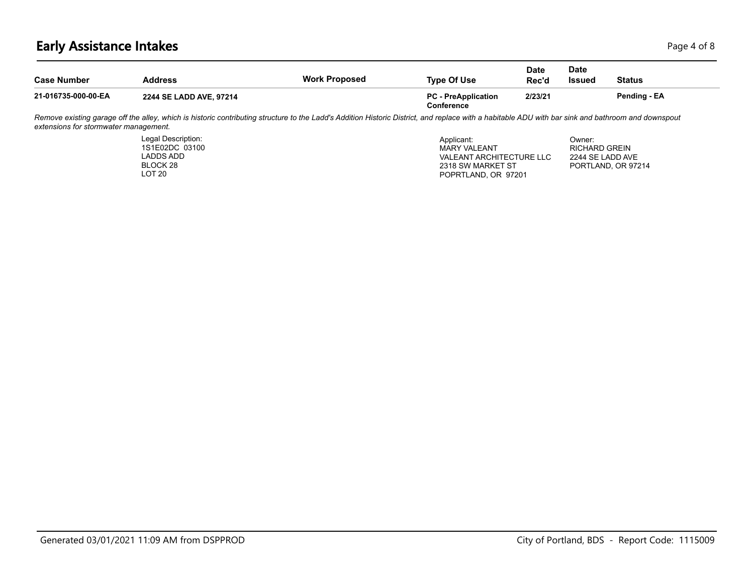# Early Assistance Intakes

| Case Number | Address | Work Proposed | Type Of Use | Date Rec'd | Date Issued | Status |
|---|---|---|---|---|---|---|
| 21-016735-000-00-EA | 2244 SE LADD AVE, 97214 | | PC - PreApplication Conference | 2/23/21 | | Pending - EA |

*Remove existing garage off the alley, which is historic contributing structure to the Ladd's Addition Historic District, and replace with a habitable ADU with bar sink and bathroom and downspout extensions for stormwater management.*

Legal Description:
1S1E02DC 03100
LADDS ADD
BLOCK 28
LOT 20

Applicant:
MARY VALEANT
VALEANT ARCHITECTURE LLC
2318 SW MARKET ST
POPRTLAND, OR 97201

Owner:
RICHARD GREIN
2244 SE LADD AVE
PORTLAND, OR 97214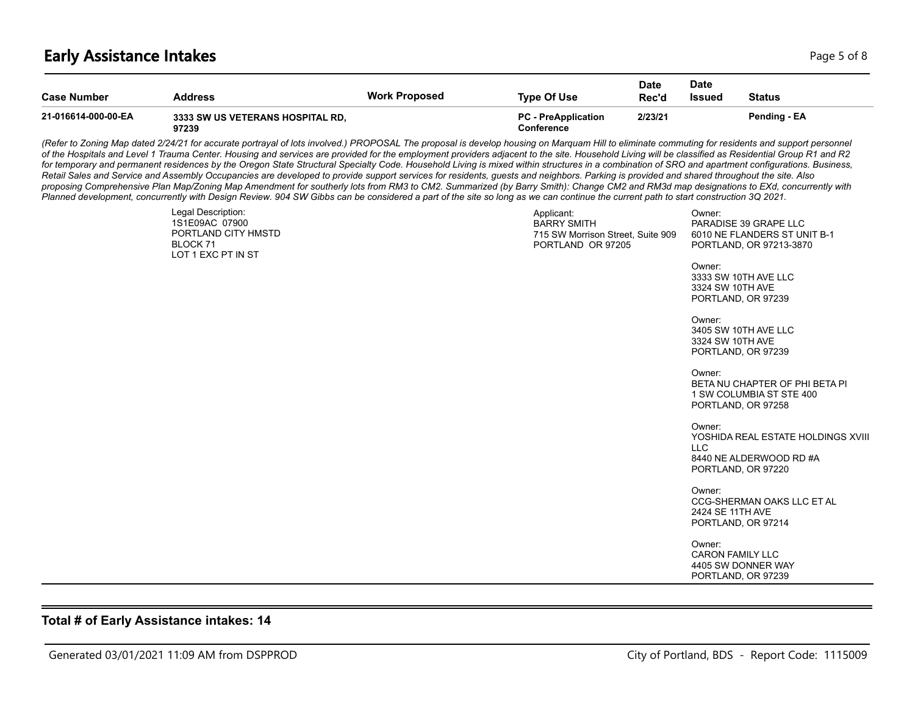| Case Number | Address | Work Proposed | Type Of Use | Date Rec'd | Date Issued | Status |
|---|---|---|---|---|---|---|
| 21-016614-000-00-EA | 3333 SW US VETERANS HOSPITAL RD, 97239 | | PC - PreApplication Conference | 2/23/21 | | Pending - EA |

*(Refer to Zoning Map dated 2/24/21 for accurate portrayal of lots involved.) PROPOSAL The proposal is develop housing on Marquam Hill to eliminate commuting for residents and support personnel of the Hospitals and Level 1 Trauma Center. Housing and services are provided for the employment providers adjacent to the site. Household Living will be classified as Residential Group R1 and R2 for temporary and permanent residences by the Oregon State Structural Specialty Code. Household Living is mixed within structures in a combination of SRO and apartment configurations. Business, Retail Sales and Service and Assembly Occupancies are developed to provide support services for residents, guests and neighbors. Parking is provided and shared throughout the site. Also proposing Comprehensive Plan Map/Zoning Map Amendment for southerly lots from RM3 to CM2. Summarized (by Barry Smith): Change CM2 and RM3d map designations to EXd, concurrently with Planned development, concurrently with Design Review. 904 SW Gibbs can be considered a part of the site so long as we can continue the current path to start construction 3Q 2021.*

Legal Description:
1S1E09AC 07900
PORTLAND CITY HMSTD
BLOCK 71
LOT 1 EXC PT IN ST

Applicant:
BARRY SMITH
715 SW Morrison Street, Suite 909
PORTLAND OR 97205

Owner:
PARADISE 39 GRAPE LLC
6010 NE FLANDERS ST UNIT B-1
PORTLAND, OR 97213-3870

Owner:
3333 SW 10TH AVE LLC
3324 SW 10TH AVE
PORTLAND, OR 97239

Owner:
3405 SW 10TH AVE LLC
3324 SW 10TH AVE
PORTLAND, OR 97239

Owner:
BETA NU CHAPTER OF PHI BETA PI
1 SW COLUMBIA ST STE 400
PORTLAND, OR 97258

Owner:
YOSHIDA REAL ESTATE HOLDINGS XVIII LLC
8440 NE ALDERWOOD RD #A
PORTLAND, OR 97220

Owner:
CCG-SHERMAN OAKS LLC ET AL
2424 SE 11TH AVE
PORTLAND, OR 97214

Owner:
CARON FAMILY LLC
4405 SW DONNER WAY
PORTLAND, OR 97239

**Total # of Early Assistance intakes: 14**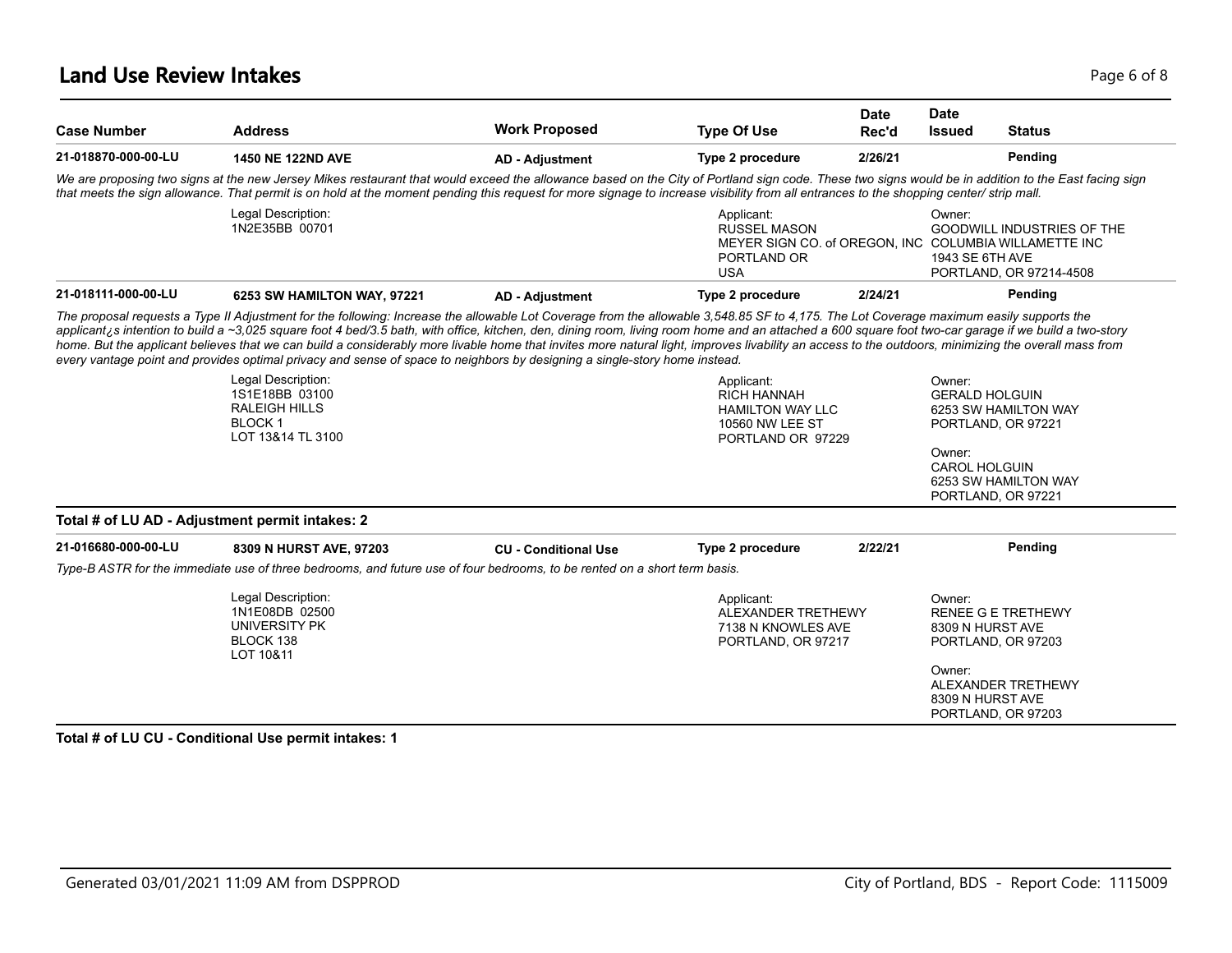## Land Use Review Intakes

| Case Number | Address | Work Proposed | Type Of Use | Date Rec'd | Date Issued | Status |
|---|---|---|---|---|---|---|
| **21-018870-000-00-LU** | **1450 NE 122ND AVE** | **AD - Adjustment** | **Type 2 procedure** | **2/26/21** | | **Pending** |

*We are proposing two signs at the new Jersey Mikes restaurant that would exceed the allowance based on the City of Portland sign code. These two signs would be in addition to the East facing sign that meets the sign allowance. That permit is on hold at the moment pending this request for more signage to increase visibility from all entrances to the shopping center/ strip mall.*

Legal Description:
1N2E35BB 00701

Applicant:
RUSSEL MASON
MEYER SIGN CO. of OREGON, INC
PORTLAND OR
USA

Owner:
GOODWILL INDUSTRIES OF THE COLUMBIA WILLAMETTE INC
1943 SE 6TH AVE
PORTLAND, OR 97214-4508

| Case Number | Address | Work Proposed | Type Of Use | Date Rec'd | Date Issued | Status |
|---|---|---|---|---|---|---|
| **21-018111-000-00-LU** | **6253 SW HAMILTON WAY, 97221** | **AD - Adjustment** | **Type 2 procedure** | **2/24/21** | | **Pending** |

*The proposal requests a Type II Adjustment for the following: Increase the allowable Lot Coverage from the allowable 3,548.85 SF to 4,175. The Lot Coverage maximum easily supports the applicant¿s intention to build a ~3,025 square foot 4 bed/3.5 bath, with office, kitchen, den, dining room, living room home and an attached a 600 square foot two-car garage if we build a two-story home. But the applicant believes that we can build a considerably more livable home that invites more natural light, improves livability an access to the outdoors, minimizing the overall mass from every vantage point and provides optimal privacy and sense of space to neighbors by designing a single-story home instead.*

Legal Description:
1S1E18BB 03100
RALEIGH HILLS
BLOCK 1
LOT 13&14 TL 3100

Applicant:
RICH HANNAH
HAMILTON WAY LLC
10560 NW LEE ST
PORTLAND OR 97229

Owner:
GERALD HOLGUIN
6253 SW HAMILTON WAY
PORTLAND, OR 97221

Owner:
CAROL HOLGUIN
6253 SW HAMILTON WAY
PORTLAND, OR 97221

**Total # of LU AD - Adjustment permit intakes: 2**

| Case Number | Address | Work Proposed | Type Of Use | Date Rec'd | Date Issued | Status |
|---|---|---|---|---|---|---|
| **21-016680-000-00-LU** | **8309 N HURST AVE, 97203** | **CU - Conditional Use** | **Type 2 procedure** | **2/22/21** | | **Pending** |

*Type-B ASTR for the immediate use of three bedrooms, and future use of four bedrooms, to be rented on a short term basis.*

Legal Description:
1N1E08DB 02500
UNIVERSITY PK
BLOCK 138
LOT 10&11

Applicant:
ALEXANDER TRETHEWY
7138 N KNOWLES AVE
PORTLAND, OR 97217

Owner:
RENEE G E TRETHEWY
8309 N HURST AVE
PORTLAND, OR 97203

Owner:
ALEXANDER TRETHEWY
8309 N HURST AVE
PORTLAND, OR 97203

**Total # of LU CU - Conditional Use permit intakes: 1**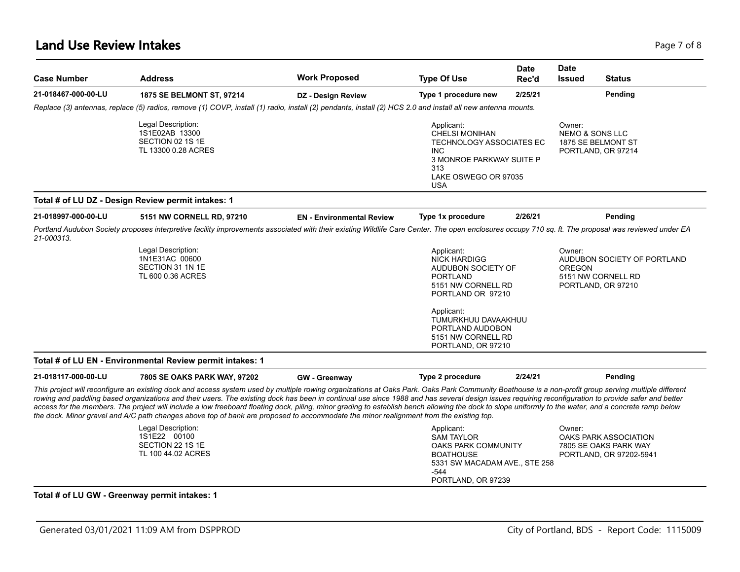# Land Use Review Intakes

| Case Number | Address | Work Proposed | Type Of Use | Date Rec'd | Date Issued | Status |
|---|---|---|---|---|---|---|
| **21-018467-000-00-LU** | **1875 SE BELMONT ST, 97214** | **DZ - Design Review** | **Type 1 procedure new** | **2/25/21** | | **Pending** |

*Replace (3) antennas, replace (5) radios, remove (1) COVP, install (1) radio, install (2) pendants, install (2) HCS 2.0 and install all new antenna mounts.*

Legal Description:
1S1E02AB 13300
SECTION 02 1S 1E
TL 13300 0.28 ACRES

Applicant:
CHELSI MONIHAN
TECHNOLOGY ASSOCIATES EC INC
3 MONROE PARKWAY SUITE P 313
LAKE OSWEGO OR 97035
USA

Owner:
NEMO & SONS LLC
1875 SE BELMONT ST
PORTLAND, OR 97214

**Total # of LU DZ - Design Review permit intakes: 1**

| Case Number | Address | Work Proposed | Type Of Use | Date Rec'd | Date Issued | Status |
|---|---|---|---|---|---|---|
| **21-018997-000-00-LU** | **5151 NW CORNELL RD, 97210** | **EN - Environmental Review** | **Type 1x procedure** | **2/26/21** | | **Pending** |

*Portland Audubon Society proposes interpretive facility improvements associated with their existing Wildlife Care Center. The open enclosures occupy 710 sq. ft. The proposal was reviewed under EA 21-000313.*

Legal Description:
1N1E31AC 00600
SECTION 31 1N 1E
TL 600 0.36 ACRES

Applicant:
NICK HARDIGG
AUDUBON SOCIETY OF PORTLAND
5151 NW CORNELL RD
PORTLAND OR 97210

Applicant:
TUMURKHUU DAVAAKHUU
PORTLAND AUDOBON
5151 NW CORNELL RD
PORTLAND, OR 97210

Owner:
AUDUBON SOCIETY OF PORTLAND OREGON
5151 NW CORNELL RD
PORTLAND, OR 97210

**Total # of LU EN - Environmental Review permit intakes: 1**

| Case Number | Address | Work Proposed | Type Of Use | Date Rec'd | Date Issued | Status |
|---|---|---|---|---|---|---|
| **21-018117-000-00-LU** | **7805 SE OAKS PARK WAY, 97202** | **GW - Greenway** | **Type 2 procedure** | **2/24/21** | | **Pending** |

*This project will reconfigure an existing dock and access system used by multiple rowing organizations at Oaks Park. Oaks Park Community Boathouse is a non-profit group serving multiple different rowing and paddling based organizations and their users. The existing dock has been in continual use since 1988 and has several design issues requiring reconfiguration to provide safer and better access for the members. The project will include a low freeboard floating dock, piling, minor grading to establish bench allowing the dock to slope uniformly to the water, and a concrete ramp below the dock. Minor gravel and A/C path changes above top of bank are proposed to accommodate the minor realignment from the existing top.*

Legal Description:
1S1E22 00100
SECTION 22 1S 1E
TL 100 44.02 ACRES

Applicant:
SAM TAYLOR
OAKS PARK COMMUNITY BOATHOUSE
5331 SW MACADAM AVE., STE 258 -544
PORTLAND, OR 97239

Owner:
OAKS PARK ASSOCIATION
7805 SE OAKS PARK WAY
PORTLAND, OR 97202-5941

**Total # of LU GW - Greenway permit intakes: 1**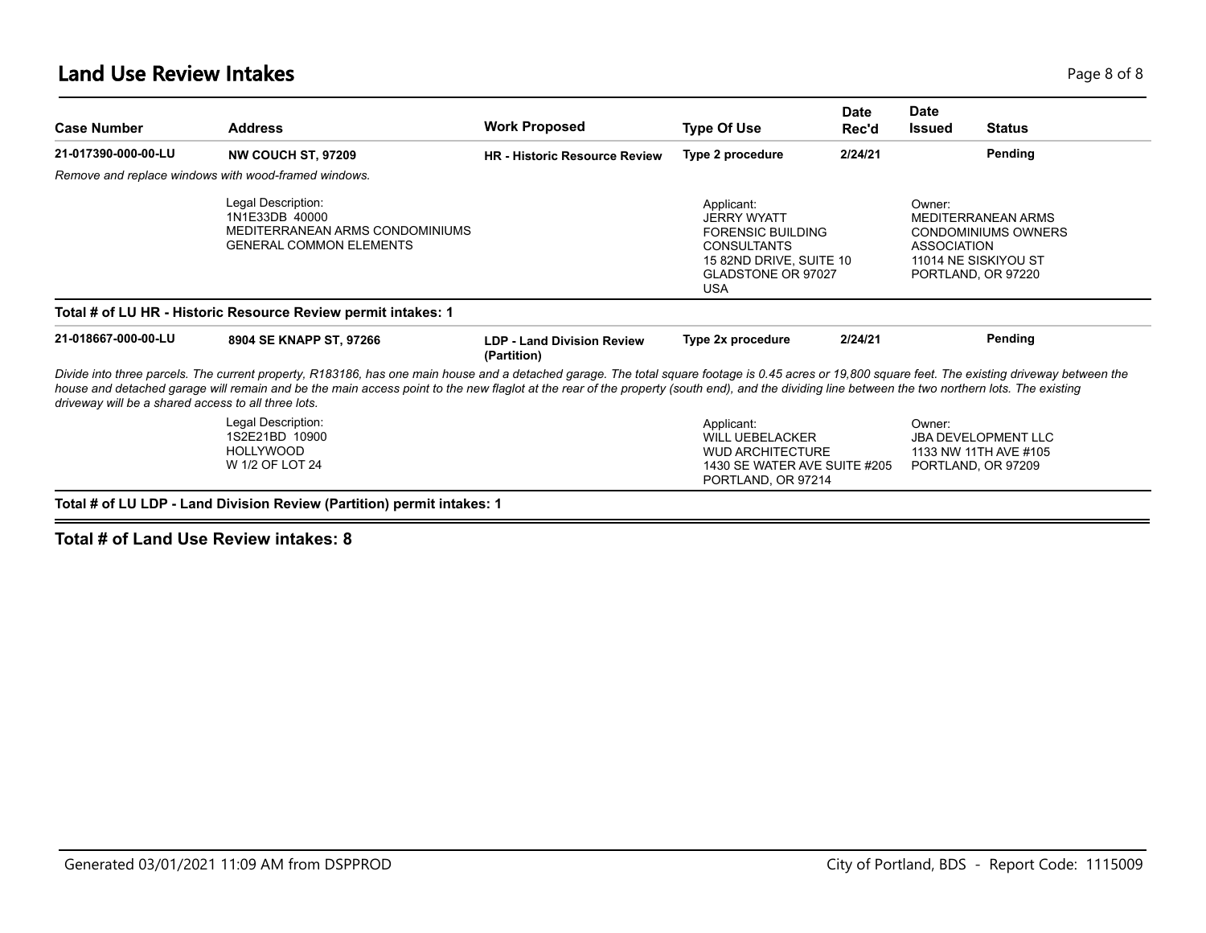# Land Use Review Intakes

| Case Number | Address | Work Proposed | Type Of Use | Date Rec'd | Date Issued | Status |
|---|---|---|---|---|---|---|
| **21-017390-000-00-LU** | **NW COUCH ST, 97209** | **HR - Historic Resource Review** | **Type 2 procedure** | **2/24/21** | | **Pending** |

*Remove and replace windows with wood-framed windows.*

Legal Description:
1N1E33DB 40000
MEDITERRANEAN ARMS CONDOMINIUMS
GENERAL COMMON ELEMENTS

Applicant:
JERRY WYATT
FORENSIC BUILDING CONSULTANTS
15 82ND DRIVE, SUITE 10
GLADSTONE OR 97027
USA

Owner:
MEDITERRANEAN ARMS CONDOMINIUMS OWNERS ASSOCIATION
11014 NE SISKIYOU ST
PORTLAND, OR 97220

**Total # of LU HR - Historic Resource Review permit intakes: 1**

| Case Number | Address | Work Proposed | Type Of Use | Date Rec'd | Date Issued | Status |
|---|---|---|---|---|---|---|
| **21-018667-000-00-LU** | **8904 SE KNAPP ST, 97266** | **LDP - Land Division Review (Partition)** | **Type 2x procedure** | **2/24/21** | | **Pending** |

*Divide into three parcels. The current property, R183186, has one main house and a detached garage. The total square footage is 0.45 acres or 19,800 square feet. The existing driveway between the house and detached garage will remain and be the main access point to the new flaglot at the rear of the property (south end), and the dividing line between the two northern lots. The existing driveway will be a shared access to all three lots.*

Legal Description:
1S2E21BD 10900
HOLLYWOOD
W 1/2 OF LOT 24

Applicant:
WILL UEBELACKER
WUD ARCHITECTURE
1430 SE WATER AVE SUITE #205
PORTLAND, OR 97214

Owner:
JBA DEVELOPMENT LLC
1133 NW 11TH AVE #105
PORTLAND, OR 97209

**Total # of LU LDP - Land Division Review (Partition) permit intakes: 1**

**Total # of Land Use Review intakes: 8**